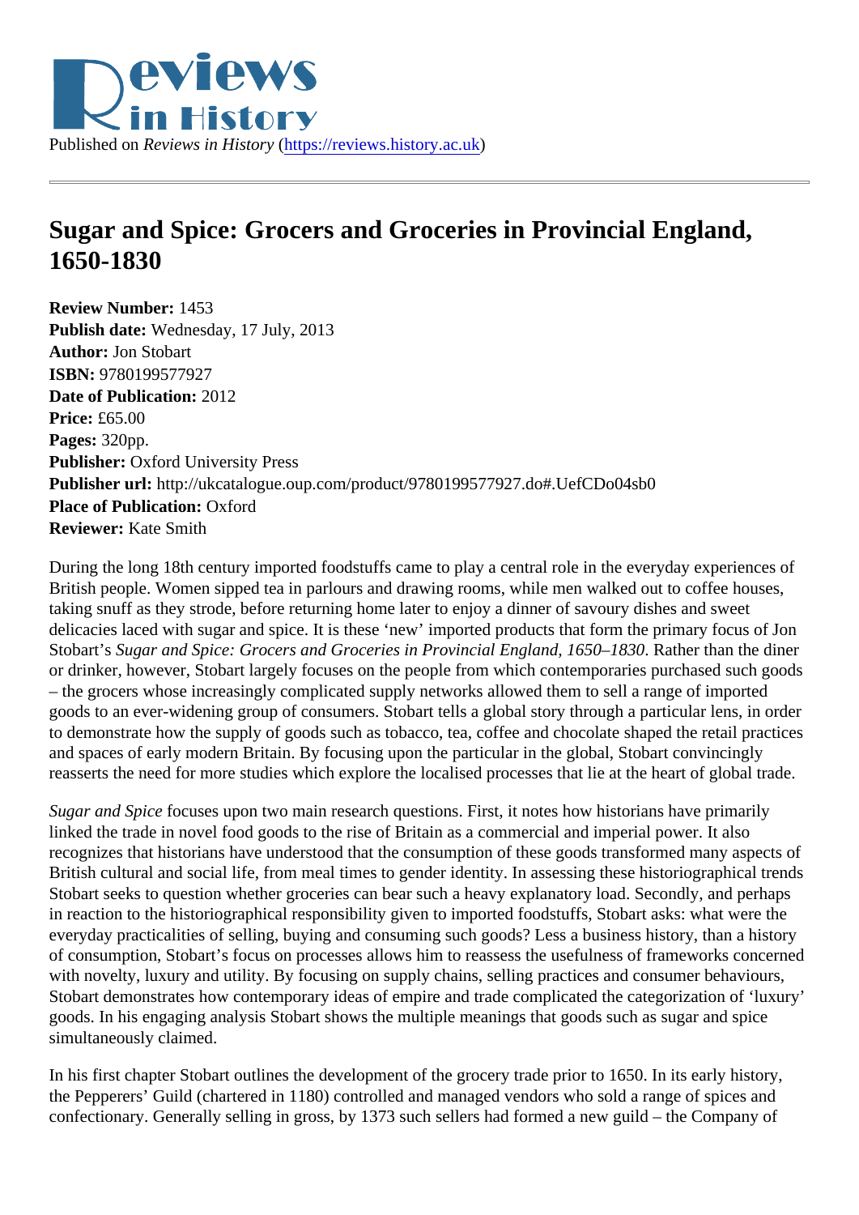Published on *Reviews in History* (https://reviews.history.ac.uk)

# Sugar and Spice: Grocers and Groceries in Provincial England, 1650-1830

**Review Number:** 1453
**Publish date:** Wednesday, 17 July, 2013
**Author:** Jon Stobart
**ISBN:** 9780199577927
**Date of Publication:** 2012
**Price:** £65.00
**Pages:** 320pp.
**Publisher:** Oxford University Press
**Publisher url:** http://ukcatalogue.oup.com/product/9780199577927.do#.UefCDo04sb0
**Place of Publication:** Oxford
**Reviewer:** Kate Smith

During the long 18th century imported foodstuffs came to play a central role in the everyday experiences of British people. Women sipped tea in parlours and drawing rooms, while men walked out to coffee houses, taking snuff as they strode, before returning home later to enjoy a dinner of savoury dishes and sweet delicacies laced with sugar and spice. It is these 'new' imported products that form the primary focus of Jon Stobart's *Sugar and Spice: Grocers and Groceries in Provincial England, 1650–1830*. Rather than the diner or drinker, however, Stobart largely focuses on the people from which contemporaries purchased such goods – the grocers whose increasingly complicated supply networks allowed them to sell a range of imported goods to an ever-widening group of consumers. Stobart tells a global story through a particular lens, in order to demonstrate how the supply of goods such as tobacco, tea, coffee and chocolate shaped the retail practices and spaces of early modern Britain. By focusing upon the particular in the global, Stobart convincingly reasserts the need for more studies which explore the localised processes that lie at the heart of global trade.

*Sugar and Spice* focuses upon two main research questions. First, it notes how historians have primarily linked the trade in novel food goods to the rise of Britain as a commercial and imperial power. It also recognizes that historians have understood that the consumption of these goods transformed many aspects of British cultural and social life, from meal times to gender identity. In assessing these historiographical trends Stobart seeks to question whether groceries can bear such a heavy explanatory load. Secondly, and perhaps in reaction to the historiographical responsibility given to imported foodstuffs, Stobart asks: what were the everyday practicalities of selling, buying and consuming such goods? Less a business history, than a history of consumption, Stobart's focus on processes allows him to reassess the usefulness of frameworks concerned with novelty, luxury and utility. By focusing on supply chains, selling practices and consumer behaviours, Stobart demonstrates how contemporary ideas of empire and trade complicated the categorization of 'luxury' goods. In his engaging analysis Stobart shows the multiple meanings that goods such as sugar and spice simultaneously claimed.

In his first chapter Stobart outlines the development of the grocery trade prior to 1650. In its early history, the Pepperers' Guild (chartered in 1180) controlled and managed vendors who sold a range of spices and confectionary. Generally selling in gross, by 1373 such sellers had formed a new guild – the Company of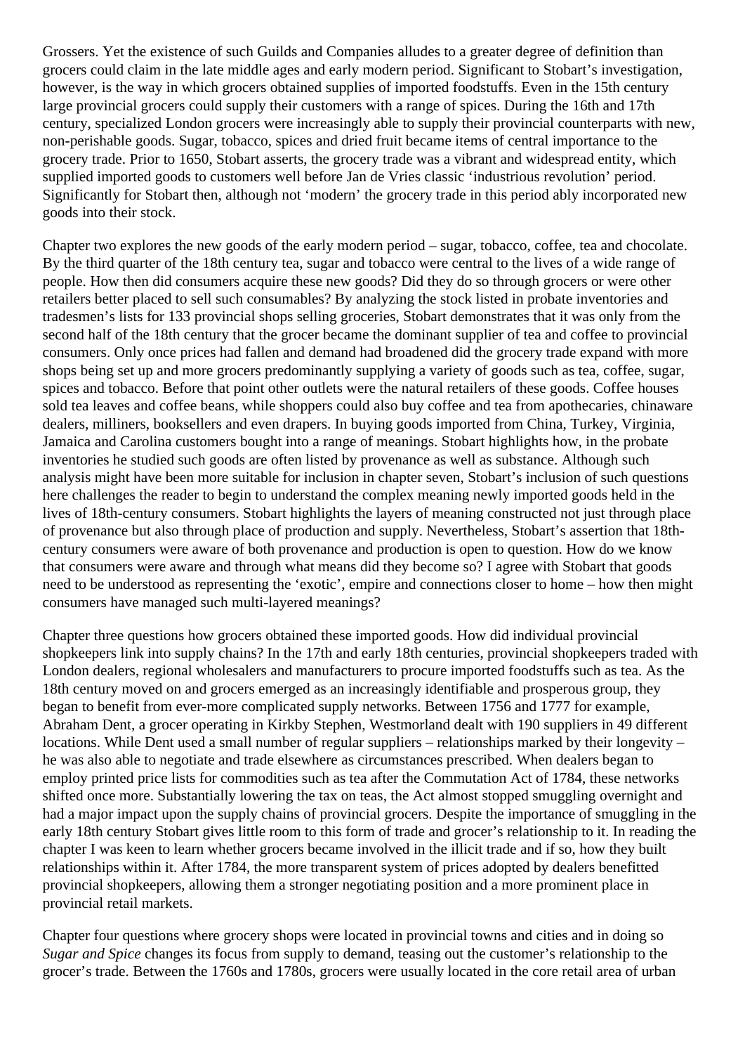Grossers. Yet the existence of such Guilds and Companies alludes to a greater degree of definition than grocers could claim in the late middle ages and early modern period. Significant to Stobart's investigation, however, is the way in which grocers obtained supplies of imported foodstuffs. Even in the 15th century large provincial grocers could supply their customers with a range of spices. During the 16th and 17th century, specialized London grocers were increasingly able to supply their provincial counterparts with new, non-perishable goods. Sugar, tobacco, spices and dried fruit became items of central importance to the grocery trade. Prior to 1650, Stobart asserts, the grocery trade was a vibrant and widespread entity, which supplied imported goods to customers well before Jan de Vries classic 'industrious revolution' period. Significantly for Stobart then, although not 'modern' the grocery trade in this period ably incorporated new goods into their stock.

Chapter two explores the new goods of the early modern period – sugar, tobacco, coffee, tea and chocolate. By the third quarter of the 18th century tea, sugar and tobacco were central to the lives of a wide range of people. How then did consumers acquire these new goods? Did they do so through grocers or were other retailers better placed to sell such consumables? By analyzing the stock listed in probate inventories and tradesmen's lists for 133 provincial shops selling groceries, Stobart demonstrates that it was only from the second half of the 18th century that the grocer became the dominant supplier of tea and coffee to provincial consumers. Only once prices had fallen and demand had broadened did the grocery trade expand with more shops being set up and more grocers predominantly supplying a variety of goods such as tea, coffee, sugar, spices and tobacco. Before that point other outlets were the natural retailers of these goods. Coffee houses sold tea leaves and coffee beans, while shoppers could also buy coffee and tea from apothecaries, chinaware dealers, milliners, booksellers and even drapers. In buying goods imported from China, Turkey, Virginia, Jamaica and Carolina customers bought into a range of meanings. Stobart highlights how, in the probate inventories he studied such goods are often listed by provenance as well as substance. Although such analysis might have been more suitable for inclusion in chapter seven, Stobart's inclusion of such questions here challenges the reader to begin to understand the complex meaning newly imported goods held in the lives of 18th-century consumers. Stobart highlights the layers of meaning constructed not just through place of provenance but also through place of production and supply. Nevertheless, Stobart's assertion that 18th-century consumers were aware of both provenance and production is open to question. How do we know that consumers were aware and through what means did they become so? I agree with Stobart that goods need to be understood as representing the 'exotic', empire and connections closer to home – how then might consumers have managed such multi-layered meanings?

Chapter three questions how grocers obtained these imported goods. How did individual provincial shopkeepers link into supply chains? In the 17th and early 18th centuries, provincial shopkeepers traded with London dealers, regional wholesalers and manufacturers to procure imported foodstuffs such as tea. As the 18th century moved on and grocers emerged as an increasingly identifiable and prosperous group, they began to benefit from ever-more complicated supply networks. Between 1756 and 1777 for example, Abraham Dent, a grocer operating in Kirkby Stephen, Westmorland dealt with 190 suppliers in 49 different locations. While Dent used a small number of regular suppliers – relationships marked by their longevity – he was also able to negotiate and trade elsewhere as circumstances prescribed. When dealers began to employ printed price lists for commodities such as tea after the Commutation Act of 1784, these networks shifted once more. Substantially lowering the tax on teas, the Act almost stopped smuggling overnight and had a major impact upon the supply chains of provincial grocers. Despite the importance of smuggling in the early 18th century Stobart gives little room to this form of trade and grocer's relationship to it. In reading the chapter I was keen to learn whether grocers became involved in the illicit trade and if so, how they built relationships within it. After 1784, the more transparent system of prices adopted by dealers benefitted provincial shopkeepers, allowing them a stronger negotiating position and a more prominent place in provincial retail markets.

Chapter four questions where grocery shops were located in provincial towns and cities and in doing so *Sugar and Spice* changes its focus from supply to demand, teasing out the customer's relationship to the grocer's trade. Between the 1760s and 1780s, grocers were usually located in the core retail area of urban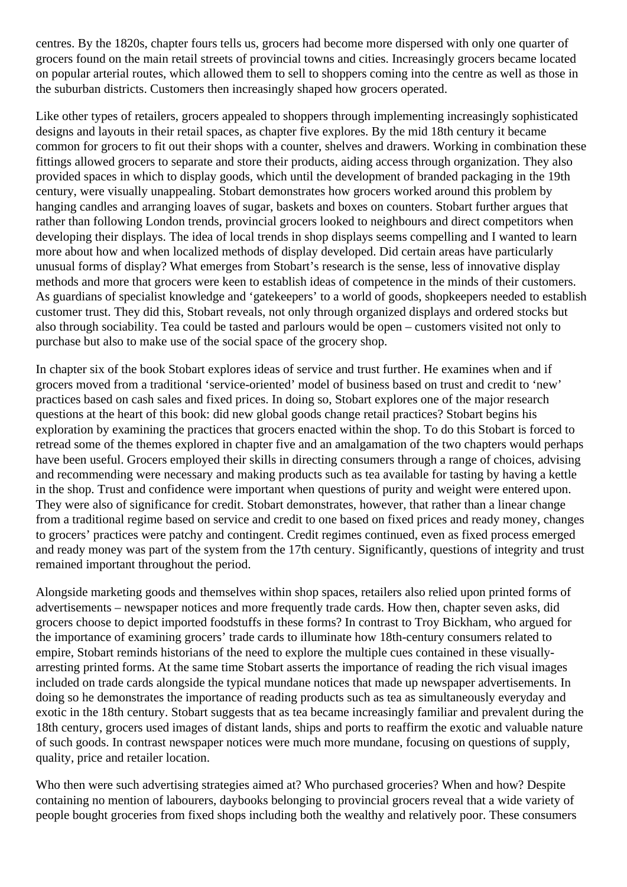centres. By the 1820s, chapter fours tells us, grocers had become more dispersed with only one quarter of grocers found on the main retail streets of provincial towns and cities. Increasingly grocers became located on popular arterial routes, which allowed them to sell to shoppers coming into the centre as well as those in the suburban districts. Customers then increasingly shaped how grocers operated.

Like other types of retailers, grocers appealed to shoppers through implementing increasingly sophisticated designs and layouts in their retail spaces, as chapter five explores. By the mid 18th century it became common for grocers to fit out their shops with a counter, shelves and drawers. Working in combination these fittings allowed grocers to separate and store their products, aiding access through organization. They also provided spaces in which to display goods, which until the development of branded packaging in the 19th century, were visually unappealing. Stobart demonstrates how grocers worked around this problem by hanging candles and arranging loaves of sugar, baskets and boxes on counters. Stobart further argues that rather than following London trends, provincial grocers looked to neighbours and direct competitors when developing their displays. The idea of local trends in shop displays seems compelling and I wanted to learn more about how and when localized methods of display developed. Did certain areas have particularly unusual forms of display? What emerges from Stobart's research is the sense, less of innovative display methods and more that grocers were keen to establish ideas of competence in the minds of their customers. As guardians of specialist knowledge and 'gatekeepers' to a world of goods, shopkeepers needed to establish customer trust. They did this, Stobart reveals, not only through organized displays and ordered stocks but also through sociability. Tea could be tasted and parlours would be open – customers visited not only to purchase but also to make use of the social space of the grocery shop.

In chapter six of the book Stobart explores ideas of service and trust further. He examines when and if grocers moved from a traditional 'service-oriented' model of business based on trust and credit to 'new' practices based on cash sales and fixed prices. In doing so, Stobart explores one of the major research questions at the heart of this book: did new global goods change retail practices? Stobart begins his exploration by examining the practices that grocers enacted within the shop. To do this Stobart is forced to retread some of the themes explored in chapter five and an amalgamation of the two chapters would perhaps have been useful. Grocers employed their skills in directing consumers through a range of choices, advising and recommending were necessary and making products such as tea available for tasting by having a kettle in the shop. Trust and confidence were important when questions of purity and weight were entered upon. They were also of significance for credit. Stobart demonstrates, however, that rather than a linear change from a traditional regime based on service and credit to one based on fixed prices and ready money, changes to grocers' practices were patchy and contingent. Credit regimes continued, even as fixed process emerged and ready money was part of the system from the 17th century. Significantly, questions of integrity and trust remained important throughout the period.

Alongside marketing goods and themselves within shop spaces, retailers also relied upon printed forms of advertisements – newspaper notices and more frequently trade cards. How then, chapter seven asks, did grocers choose to depict imported foodstuffs in these forms? In contrast to Troy Bickham, who argued for the importance of examining grocers' trade cards to illuminate how 18th-century consumers related to empire, Stobart reminds historians of the need to explore the multiple cues contained in these visually-arresting printed forms. At the same time Stobart asserts the importance of reading the rich visual images included on trade cards alongside the typical mundane notices that made up newspaper advertisements. In doing so he demonstrates the importance of reading products such as tea as simultaneously everyday and exotic in the 18th century. Stobart suggests that as tea became increasingly familiar and prevalent during the 18th century, grocers used images of distant lands, ships and ports to reaffirm the exotic and valuable nature of such goods. In contrast newspaper notices were much more mundane, focusing on questions of supply, quality, price and retailer location.

Who then were such advertising strategies aimed at? Who purchased groceries? When and how? Despite containing no mention of labourers, daybooks belonging to provincial grocers reveal that a wide variety of people bought groceries from fixed shops including both the wealthy and relatively poor. These consumers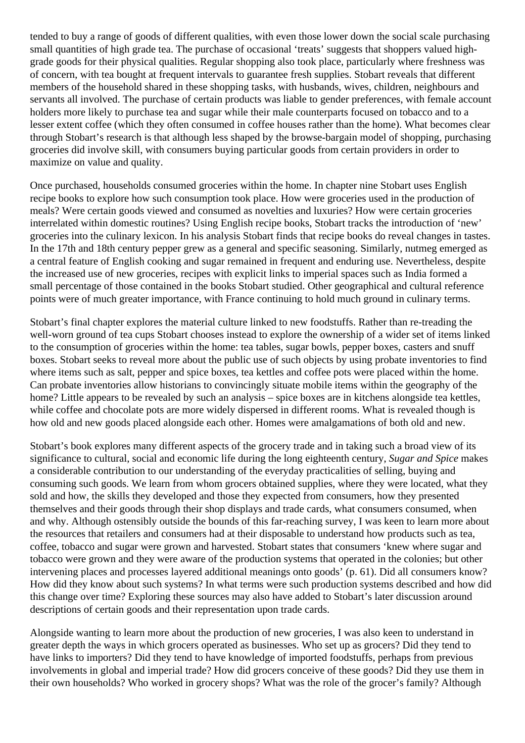tended to buy a range of goods of different qualities, with even those lower down the social scale purchasing small quantities of high grade tea. The purchase of occasional 'treats' suggests that shoppers valued high-grade goods for their physical qualities. Regular shopping also took place, particularly where freshness was of concern, with tea bought at frequent intervals to guarantee fresh supplies. Stobart reveals that different members of the household shared in these shopping tasks, with husbands, wives, children, neighbours and servants all involved. The purchase of certain products was liable to gender preferences, with female account holders more likely to purchase tea and sugar while their male counterparts focused on tobacco and to a lesser extent coffee (which they often consumed in coffee houses rather than the home). What becomes clear through Stobart's research is that although less shaped by the browse-bargain model of shopping, purchasing groceries did involve skill, with consumers buying particular goods from certain providers in order to maximize on value and quality.

Once purchased, households consumed groceries within the home. In chapter nine Stobart uses English recipe books to explore how such consumption took place. How were groceries used in the production of meals? Were certain goods viewed and consumed as novelties and luxuries? How were certain groceries interrelated within domestic routines? Using English recipe books, Stobart tracks the introduction of 'new' groceries into the culinary lexicon. In his analysis Stobart finds that recipe books do reveal changes in tastes. In the 17th and 18th century pepper grew as a general and specific seasoning. Similarly, nutmeg emerged as a central feature of English cooking and sugar remained in frequent and enduring use. Nevertheless, despite the increased use of new groceries, recipes with explicit links to imperial spaces such as India formed a small percentage of those contained in the books Stobart studied. Other geographical and cultural reference points were of much greater importance, with France continuing to hold much ground in culinary terms.

Stobart's final chapter explores the material culture linked to new foodstuffs. Rather than re-treading the well-worn ground of tea cups Stobart chooses instead to explore the ownership of a wider set of items linked to the consumption of groceries within the home: tea tables, sugar bowls, pepper boxes, casters and snuff boxes. Stobart seeks to reveal more about the public use of such objects by using probate inventories to find where items such as salt, pepper and spice boxes, tea kettles and coffee pots were placed within the home. Can probate inventories allow historians to convincingly situate mobile items within the geography of the home? Little appears to be revealed by such an analysis – spice boxes are in kitchens alongside tea kettles, while coffee and chocolate pots are more widely dispersed in different rooms. What is revealed though is how old and new goods placed alongside each other. Homes were amalgamations of both old and new.

Stobart's book explores many different aspects of the grocery trade and in taking such a broad view of its significance to cultural, social and economic life during the long eighteenth century, *Sugar and Spice* makes a considerable contribution to our understanding of the everyday practicalities of selling, buying and consuming such goods. We learn from whom grocers obtained supplies, where they were located, what they sold and how, the skills they developed and those they expected from consumers, how they presented themselves and their goods through their shop displays and trade cards, what consumers consumed, when and why. Although ostensibly outside the bounds of this far-reaching survey, I was keen to learn more about the resources that retailers and consumers had at their disposable to understand how products such as tea, coffee, tobacco and sugar were grown and harvested. Stobart states that consumers 'knew where sugar and tobacco were grown and they were aware of the production systems that operated in the colonies; but other intervening places and processes layered additional meanings onto goods' (p. 61). Did all consumers know? How did they know about such systems? In what terms were such production systems described and how did this change over time? Exploring these sources may also have added to Stobart's later discussion around descriptions of certain goods and their representation upon trade cards.

Alongside wanting to learn more about the production of new groceries, I was also keen to understand in greater depth the ways in which grocers operated as businesses. Who set up as grocers? Did they tend to have links to importers? Did they tend to have knowledge of imported foodstuffs, perhaps from previous involvements in global and imperial trade? How did grocers conceive of these goods? Did they use them in their own households? Who worked in grocery shops? What was the role of the grocer's family? Although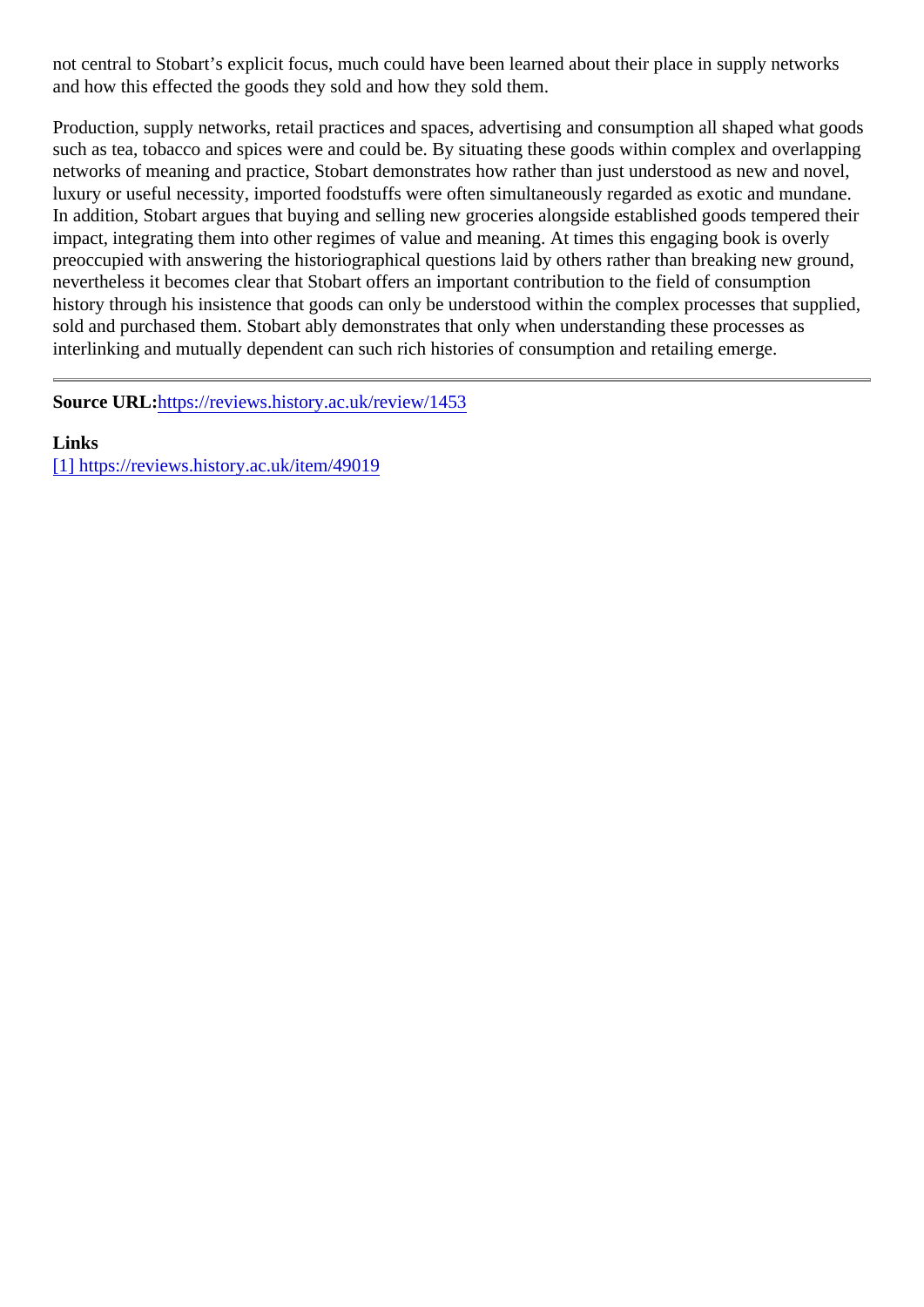not central to Stobart's explicit focus, much could have been learned about their place in supply networks and how this effected the goods they sold and how they sold them.

Production, supply networks, retail practices and spaces, advertising and consumption all shaped what goods such as tea, tobacco and spices were and could be. By situating these goods within complex and overlapping networks of meaning and practice, Stobart demonstrates how rather than just understood as new and novel, luxury or useful necessity, imported foodstuffs were often simultaneously regarded as exotic and mundane. In addition, Stobart argues that buying and selling new groceries alongside established goods tempered their impact, integrating them into other regimes of value and meaning. At times this engaging book is overly preoccupied with answering the historiographical questions laid by others rather than breaking new ground, nevertheless it becomes clear that Stobart offers an important contribution to the field of consumption history through his insistence that goods can only be understood within the complex processes that supplied, sold and purchased them. Stobart ably demonstrates that only when understanding these processes as interlinking and mutually dependent can such rich histories of consumption and retailing emerge.

---

**Source URL:** https://reviews.history.ac.uk/review/1453

**Links**
[1] https://reviews.history.ac.uk/item/49019